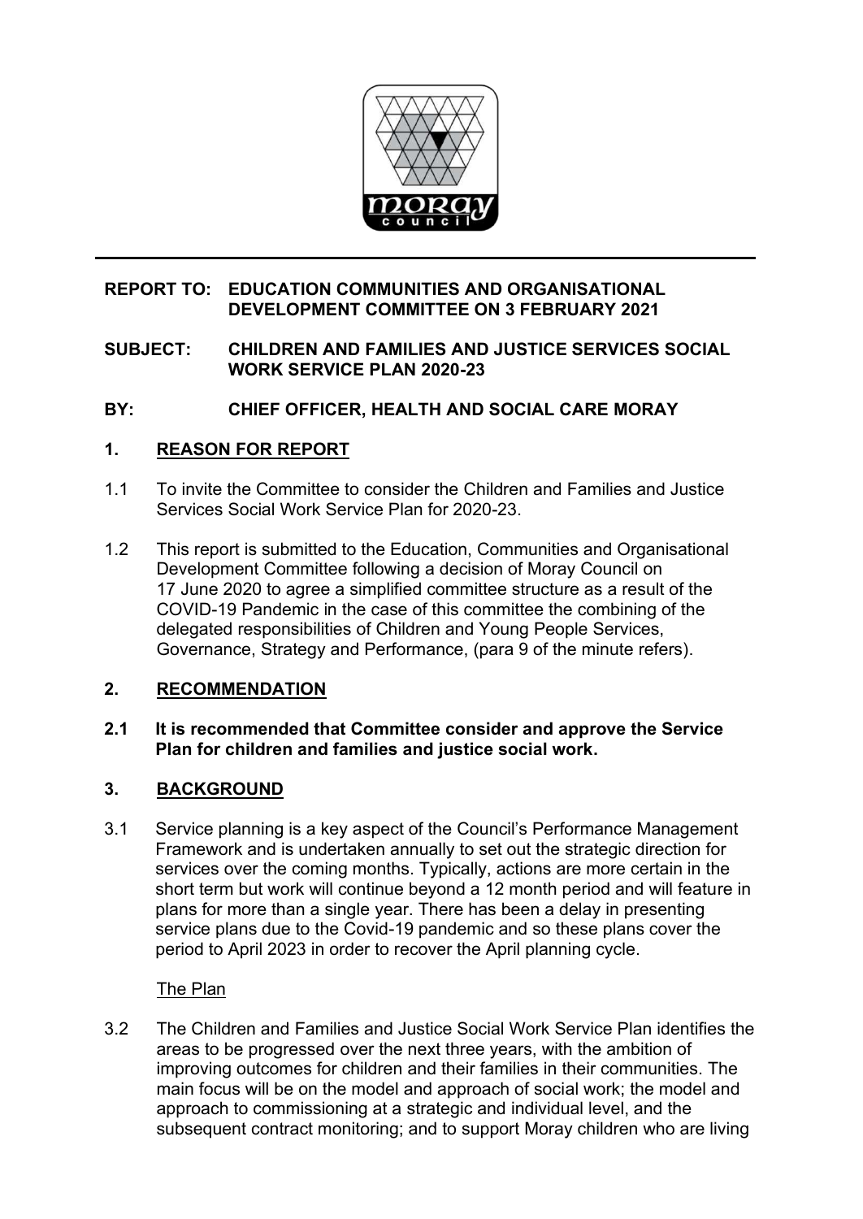**REPORT TO: EDUCATION COMMUNITIES AND ORGANISATIONAL DEVELOPMENT COMMITTEE ON 3 FEBRUARY 2021**

**SUBJECT: CHILDREN AND FAMILIES AND JUSTICE SERVICES SOCIAL WORK SERVICE PLAN 2020-23**

**BY: CHIEF OFFICER, HEALTH AND SOCIAL CARE MORAY**

## 1. REASON FOR REPORT

1.1 To invite the Committee to consider the Children and Families and Justice Services Social Work Service Plan for 2020-23.

1.2 This report is submitted to the Education, Communities and Organisational Development Committee following a decision of Moray Council on 17 June 2020 to agree a simplified committee structure as a result of the COVID-19 Pandemic in the case of this committee the combining of the delegated responsibilities of Children and Young People Services, Governance, Strategy and Performance, (para 9 of the minute refers).

## 2. RECOMMENDATION

**2.1 It is recommended that Committee consider and approve the Service Plan for children and families and justice social work.**

## 3. BACKGROUND

3.1 Service planning is a key aspect of the Council's Performance Management Framework and is undertaken annually to set out the strategic direction for services over the coming months. Typically, actions are more certain in the short term but work will continue beyond a 12 month period and will feature in plans for more than a single year. There has been a delay in presenting service plans due to the Covid-19 pandemic and so these plans cover the period to April 2023 in order to recover the April planning cycle.

The Plan

3.2 The Children and Families and Justice Social Work Service Plan identifies the areas to be progressed over the next three years, with the ambition of improving outcomes for children and their families in their communities. The main focus will be on the model and approach of social work; the model and approach to commissioning at a strategic and individual level, and the subsequent contract monitoring; and to support Moray children who are living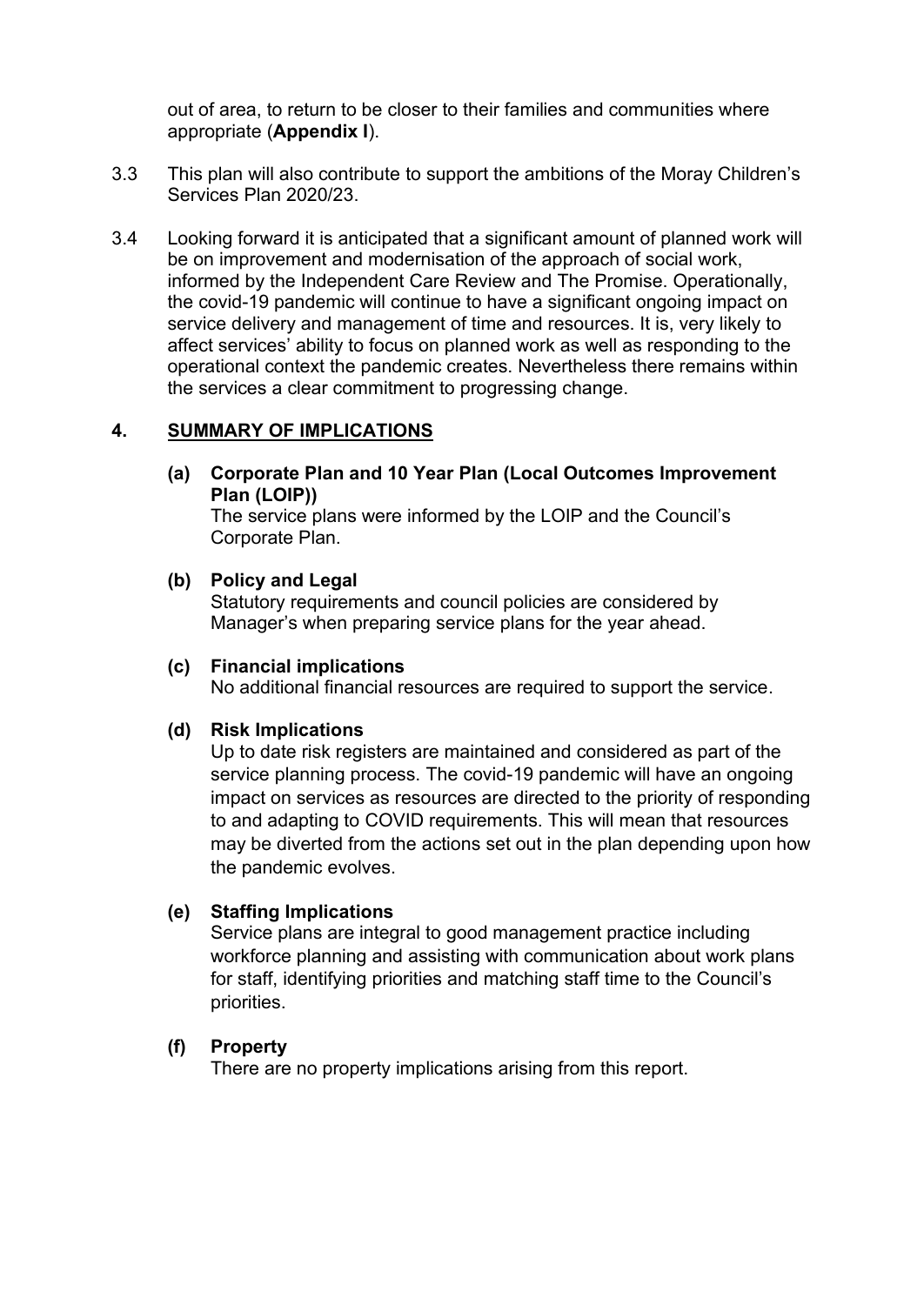out of area, to return to be closer to their families and communities where appropriate (**Appendix I**).

3.3 This plan will also contribute to support the ambitions of the Moray Children's Services Plan 2020/23.

3.4 Looking forward it is anticipated that a significant amount of planned work will be on improvement and modernisation of the approach of social work, informed by the Independent Care Review and The Promise. Operationally, the covid-19 pandemic will continue to have a significant ongoing impact on service delivery and management of time and resources. It is, very likely to affect services' ability to focus on planned work as well as responding to the operational context the pandemic creates. Nevertheless there remains within the services a clear commitment to progressing change.

## 4. SUMMARY OF IMPLICATIONS

**(a) Corporate Plan and 10 Year Plan (Local Outcomes Improvement Plan (LOIP))**
The service plans were informed by the LOIP and the Council's Corporate Plan.

**(b) Policy and Legal**
Statutory requirements and council policies are considered by Manager's when preparing service plans for the year ahead.

**(c) Financial implications**
No additional financial resources are required to support the service.

**(d) Risk Implications**
Up to date risk registers are maintained and considered as part of the service planning process. The covid-19 pandemic will have an ongoing impact on services as resources are directed to the priority of responding to and adapting to COVID requirements. This will mean that resources may be diverted from the actions set out in the plan depending upon how the pandemic evolves.

**(e) Staffing Implications**
Service plans are integral to good management practice including workforce planning and assisting with communication about work plans for staff, identifying priorities and matching staff time to the Council's priorities.

**(f) Property**
There are no property implications arising from this report.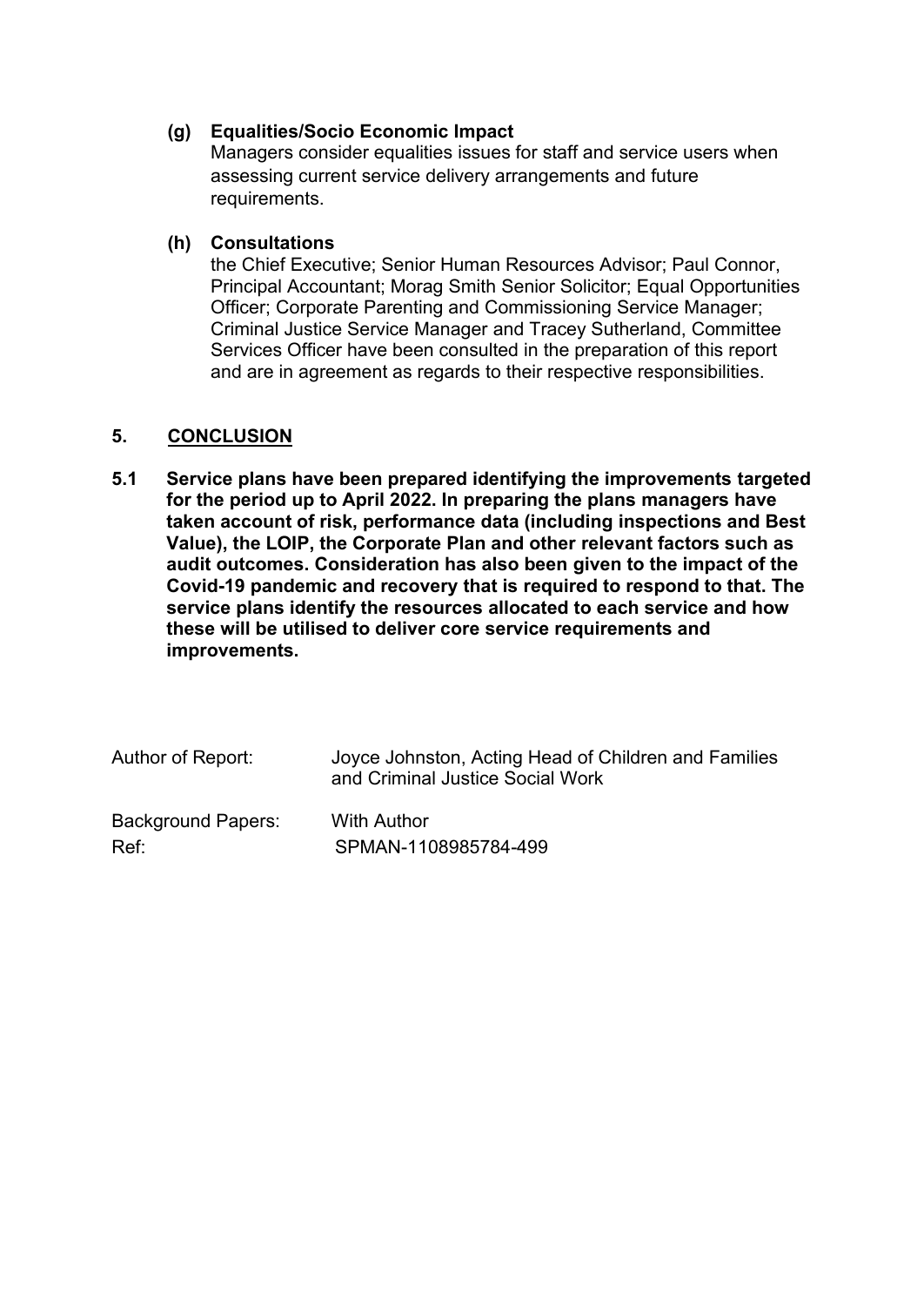**(g) Equalities/Socio Economic Impact**

Managers consider equalities issues for staff and service users when assessing current service delivery arrangements and future requirements.

**(h) Consultations**

the Chief Executive; Senior Human Resources Advisor; Paul Connor, Principal Accountant; Morag Smith Senior Solicitor; Equal Opportunities Officer; Corporate Parenting and Commissioning Service Manager; Criminal Justice Service Manager and Tracey Sutherland, Committee Services Officer have been consulted in the preparation of this report and are in agreement as regards to their respective responsibilities.

## 5. CONCLUSION

**5.1 Service plans have been prepared identifying the improvements targeted for the period up to April 2022. In preparing the plans managers have taken account of risk, performance data (including inspections and Best Value), the LOIP, the Corporate Plan and other relevant factors such as audit outcomes. Consideration has also been given to the impact of the Covid-19 pandemic and recovery that is required to respond to that. The service plans identify the resources allocated to each service and how these will be utilised to deliver core service requirements and improvements.**

| | |
|---|---|
| Author of Report: | Joyce Johnston, Acting Head of Children and Families and Criminal Justice Social Work |
| Background Papers: | With Author |
| Ref: | SPMAN-1108985784-499 |